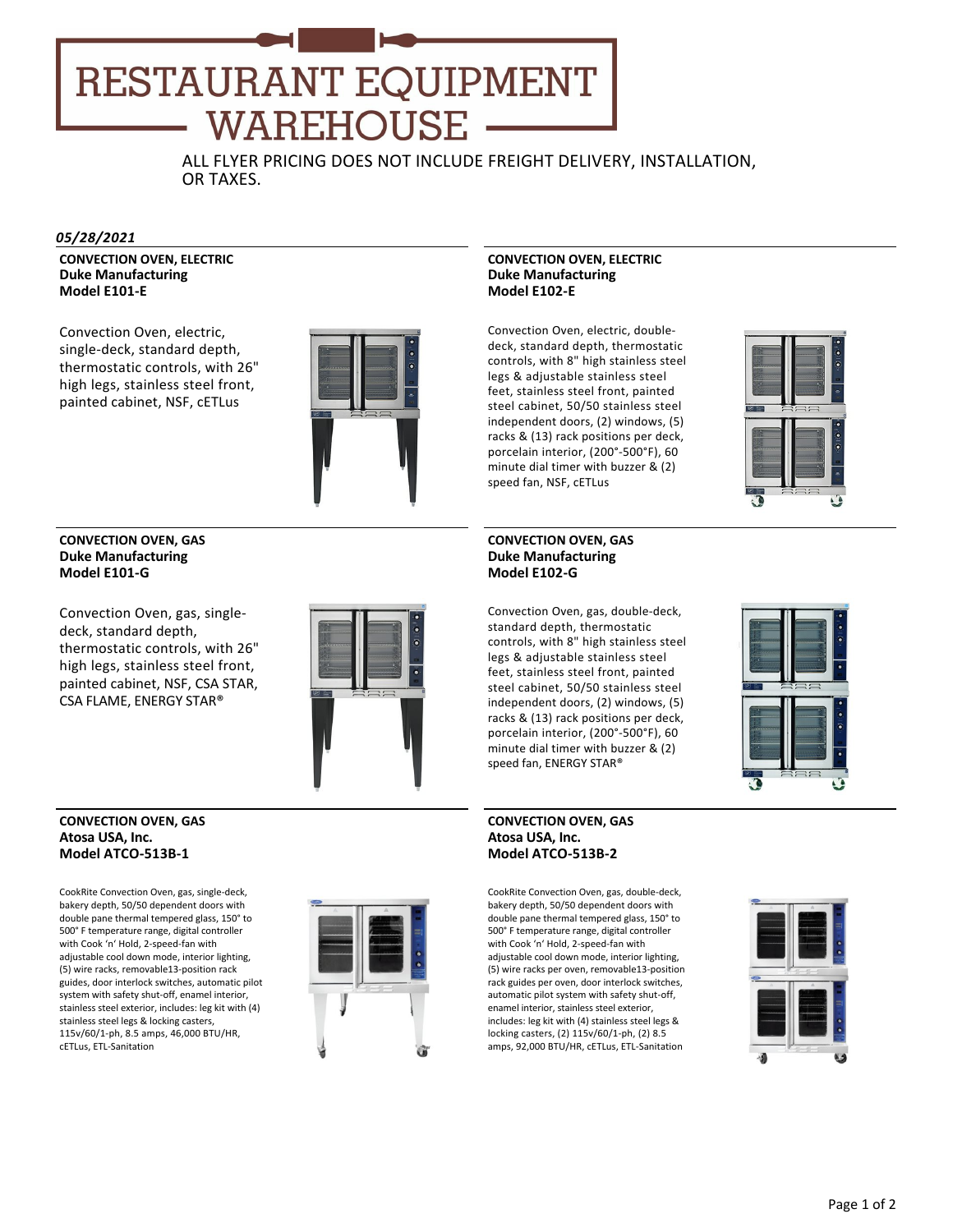# RESTAURANT EQUIPMENT WAREHOUSE

ALL FLYER PRICING DOES NOT INCLUDE FREIGHT DELIVERY, INSTALLATION, OR TAXES.

*05/28/2021*

**CONVECTION OVEN, ELECTRIC**
**Duke Manufacturing**
**Model E101-E**

Convection Oven, electric, single-deck, standard depth, thermostatic controls, with 26" high legs, stainless steel front, painted cabinet, NSF, cETLus

**CONVECTION OVEN, ELECTRIC**
**Duke Manufacturing**
**Model E102-E**

Convection Oven, electric, double-deck, standard depth, thermostatic controls, with 8" high stainless steel legs & adjustable stainless steel feet, stainless steel front, painted steel cabinet, 50/50 stainless steel independent doors, (2) windows, (5) racks & (13) rack positions per deck, porcelain interior, (200°-500°F), 60 minute dial timer with buzzer & (2) speed fan, NSF, cETLus

**CONVECTION OVEN, GAS**
**Duke Manufacturing**
**Model E101-G**

Convection Oven, gas, single-deck, standard depth, thermostatic controls, with 26" high legs, stainless steel front, painted cabinet, NSF, CSA STAR, CSA FLAME, ENERGY STAR®

**CONVECTION OVEN, GAS**
**Duke Manufacturing**
**Model E102-G**

Convection Oven, gas, double-deck, standard depth, thermostatic controls, with 8" high stainless steel legs & adjustable stainless steel feet, stainless steel front, painted steel cabinet, 50/50 stainless steel independent doors, (2) windows, (5) racks & (13) rack positions per deck, porcelain interior, (200°-500°F), 60 minute dial timer with buzzer & (2) speed fan, ENERGY STAR®

**CONVECTION OVEN, GAS**
**Atosa USA, Inc.**
**Model ATCO-513B-1**

CookRite Convection Oven, gas, single-deck, bakery depth, 50/50 dependent doors with double pane thermal tempered glass, 150° to 500° F temperature range, digital controller with Cook 'n' Hold, 2-speed-fan with adjustable cool down mode, interior lighting, (5) wire racks, removable13-position rack guides, door interlock switches, automatic pilot system with safety shut-off, enamel interior, stainless steel exterior, includes: leg kit with (4) stainless steel legs & locking casters, 115v/60/1-ph, 8.5 amps, 46,000 BTU/HR, cETLus, ETL-Sanitation

**CONVECTION OVEN, GAS**
**Atosa USA, Inc.**
**Model ATCO-513B-2**

CookRite Convection Oven, gas, double-deck, bakery depth, 50/50 dependent doors with double pane thermal tempered glass, 150° to 500° F temperature range, digital controller with Cook 'n' Hold, 2-speed-fan with adjustable cool down mode, interior lighting, (5) wire racks per oven, removable13-position rack guides per oven, door interlock switches, automatic pilot system with safety shut-off, enamel interior, stainless steel exterior, includes: leg kit with (4) stainless steel legs & locking casters, (2) 115v/60/1-ph, (2) 8.5 amps, 92,000 BTU/HR, cETLus, ETL-Sanitation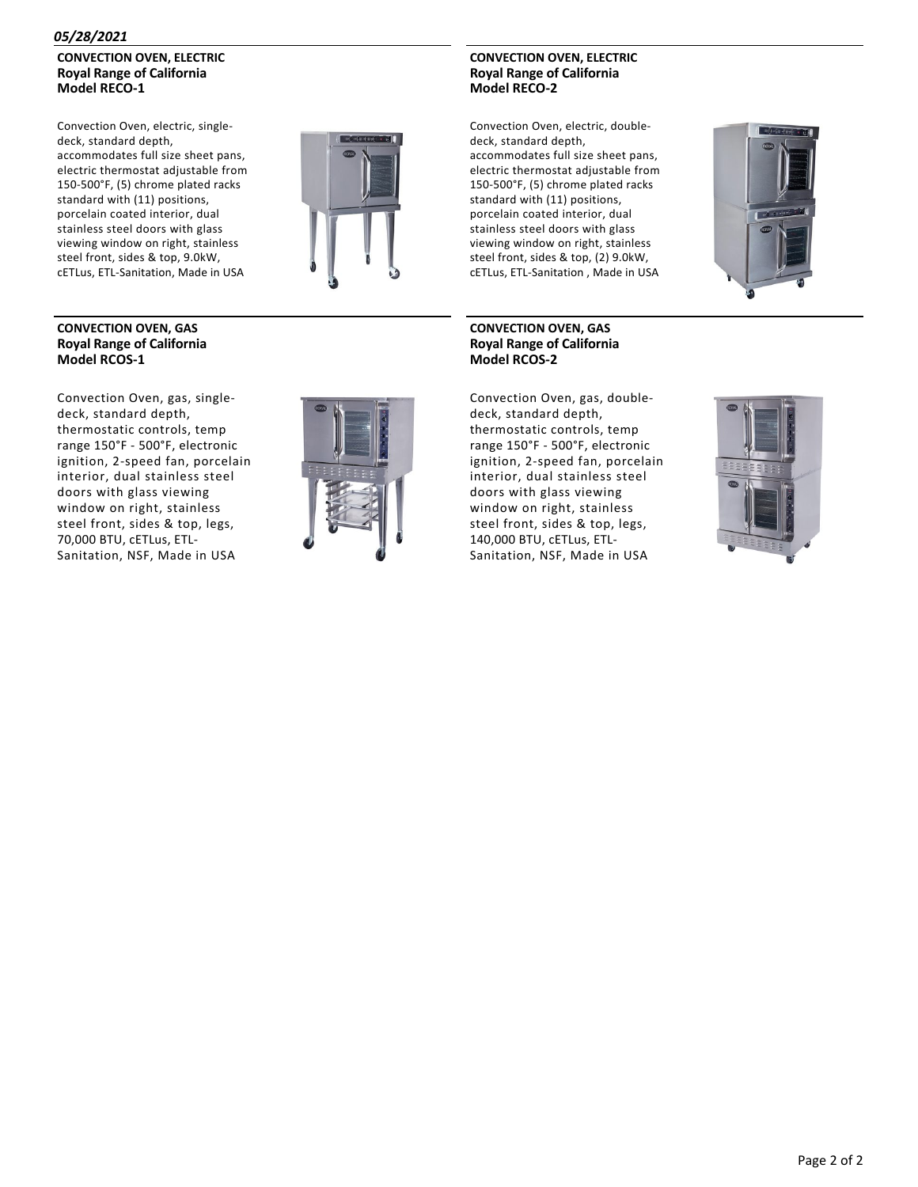*05/28/2021*

**CONVECTION OVEN, ELECTRIC**
**Royal Range of California**
**Model RECO-1**

Convection Oven, electric, single-deck, standard depth, accommodates full size sheet pans, electric thermostat adjustable from 150-500°F, (5) chrome plated racks standard with (11) positions, porcelain coated interior, dual stainless steel doors with glass viewing window on right, stainless steel front, sides & top, 9.0kW, cETLus, ETL-Sanitation, Made in USA

**CONVECTION OVEN, ELECTRIC**
**Royal Range of California**
**Model RECO-2**

Convection Oven, electric, double-deck, standard depth, accommodates full size sheet pans, electric thermostat adjustable from 150-500°F, (5) chrome plated racks standard with (11) positions, porcelain coated interior, dual stainless steel doors with glass viewing window on right, stainless steel front, sides & top, (2) 9.0kW, cETLus, ETL-Sanitation , Made in USA

**CONVECTION OVEN, GAS**
**Royal Range of California**
**Model RCOS-1**

Convection Oven, gas, single-deck, standard depth, thermostatic controls, temp range 150°F - 500°F, electronic ignition, 2-speed fan, porcelain interior, dual stainless steel doors with glass viewing window on right, stainless steel front, sides & top, legs, 70,000 BTU, cETLus, ETL-Sanitation, NSF, Made in USA

**CONVECTION OVEN, GAS**
**Royal Range of California**
**Model RCOS-2**

Convection Oven, gas, double-deck, standard depth, thermostatic controls, temp range 150°F - 500°F, electronic ignition, 2-speed fan, porcelain interior, dual stainless steel doors with glass viewing window on right, stainless steel front, sides & top, legs, 140,000 BTU, cETLus, ETL-Sanitation, NSF, Made in USA